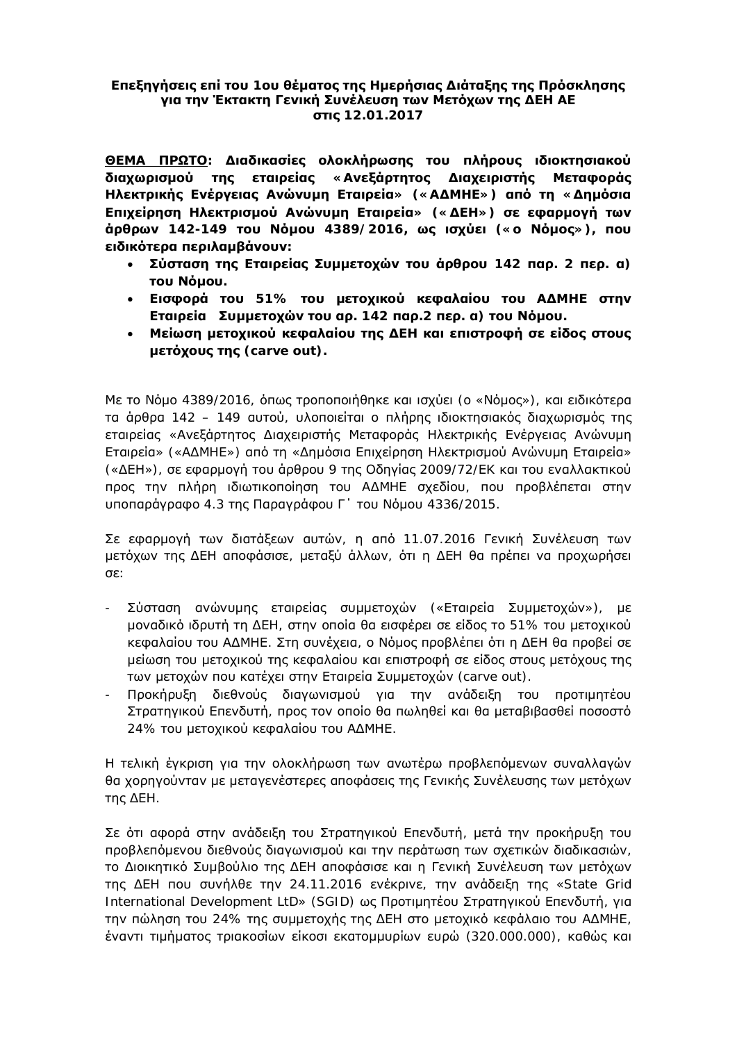**Επεξηγήσεις επί του 1ου θέματος της Ημερήσιας Διάταξης της Πρόσκλησης για την Έκτακτη Γενική Συνέλευση των Μετόχων της ΔΕΗ ΑΕ στις 12.01.2017**

**<u>ΘΕΜΑ ΠΡΩΤΟ</u>: Διαδικασίες ολοκλήρωσης του πλήρους ιδιοκτησιακού διαχωρισμού της εταιρείας «Ανεξάρτητος Διαχειριστής Μεταφοράς Ηλεκτρικής Ενέργειας Ανώνυμη Εταιρεία» («ΑΔΜΗΕ») από τη «Δημόσια Επιχείρηση Ηλεκτρισμού Ανώνυμη Εταιρεία» («ΔΕΗ») σε εφαρμογή των άρθρων 142-149 του Νόμου 4389/2016, ως ισχύει («ο Νόμος»), που ειδικότερα περιλαμβάνουν:**

- **Σύσταση της Εταιρείας Συμμετοχών του άρθρου 142 παρ. 2 περ. α) του Νόμου.**
- **Εισφορά του 51% του μετοχικού κεφαλαίου του ΑΔΜΗΕ στην Εταιρεία Συμμετοχών του αρ. 142 παρ.2 περ. α) του Νόμου.**
- **Μείωση μετοχικού κεφαλαίου της ΔΕΗ και επιστροφή σε είδος στους μετόχους της (carve out).**

Με το Νόμο 4389/2016, όπως τροποποιήθηκε και ισχύει (ο «Νόμος»), και ειδικότερα τα άρθρα 142 – 149 αυτού, υλοποιείται ο πλήρης ιδιοκτησιακός διαχωρισμός της εταιρείας «Ανεξάρτητος Διαχειριστής Μεταφοράς Ηλεκτρικής Ενέργειας Ανώνυμη Εταιρεία» («ΑΔΜΗΕ») από τη «Δημόσια Επιχείρηση Ηλεκτρισμού Ανώνυμη Εταιρεία» («ΔΕΗ»), σε εφαρμογή του άρθρου 9 της Οδηγίας 2009/72/ΕΚ και του εναλλακτικού προς την πλήρη ιδιωτικοποίηση του ΑΔΜΗΕ σχεδίου, που προβλέπεται στην υποπαράγραφο 4.3 της Παραγράφου Γ΄ του Νόμου 4336/2015.

Σε εφαρμογή των διατάξεων αυτών, η από 11.07.2016 Γενική Συνέλευση των μετόχων της ΔΕΗ αποφάσισε, μεταξύ άλλων, ότι η ΔΕΗ θα πρέπει να προχωρήσει σε:

- Σύσταση ανώνυμης εταιρείας συμμετοχών («Εταιρεία Συμμετοχών»), με μοναδικό ιδρυτή τη ΔΕΗ, στην οποία θα εισφέρει σε είδος το 51% του μετοχικού κεφαλαίου του ΑΔΜΗΕ. Στη συνέχεια, ο Νόμος προβλέπει ότι η ΔΕΗ θα προβεί σε μείωση του μετοχικού της κεφαλαίου και επιστροφή σε είδος στους μετόχους της των μετοχών που κατέχει στην Εταιρεία Συμμετοχών (carve out).
- Προκήρυξη διεθνούς διαγωνισμού για την ανάδειξη του προτιμητέου Στρατηγικού Επενδυτή, προς τον οποίο θα πωληθεί και θα μεταβιβασθεί ποσοστό 24% του μετοχικού κεφαλαίου του ΑΔΜΗΕ.

Η τελική έγκριση για την ολοκλήρωση των ανωτέρω προβλεπόμενων συναλλαγών θα χορηγούνταν με μεταγενέστερες αποφάσεις της Γενικής Συνέλευσης των μετόχων της ΔΕΗ.

Σε ότι αφορά στην ανάδειξη του Στρατηγικού Επενδυτή, μετά την προκήρυξη του προβλεπόμενου διεθνούς διαγωνισμού και την περάτωση των σχετικών διαδικασιών, το Διοικητικό Συμβούλιο της ΔΕΗ αποφάσισε και η Γενική Συνέλευση των μετόχων της ΔΕΗ που συνήλθε την 24.11.2016 ενέκρινε, την ανάδειξη της «State Grid International Development LtD» (SGID) ως Προτιμητέου Στρατηγικού Επενδυτή, για την πώληση του 24% της συμμετοχής της ΔΕΗ στο μετοχικό κεφάλαιο του ΑΔΜΗΕ, έναντι τιμήματος τριακοσίων είκοσι εκατομμυρίων ευρώ (320.000.000), καθώς και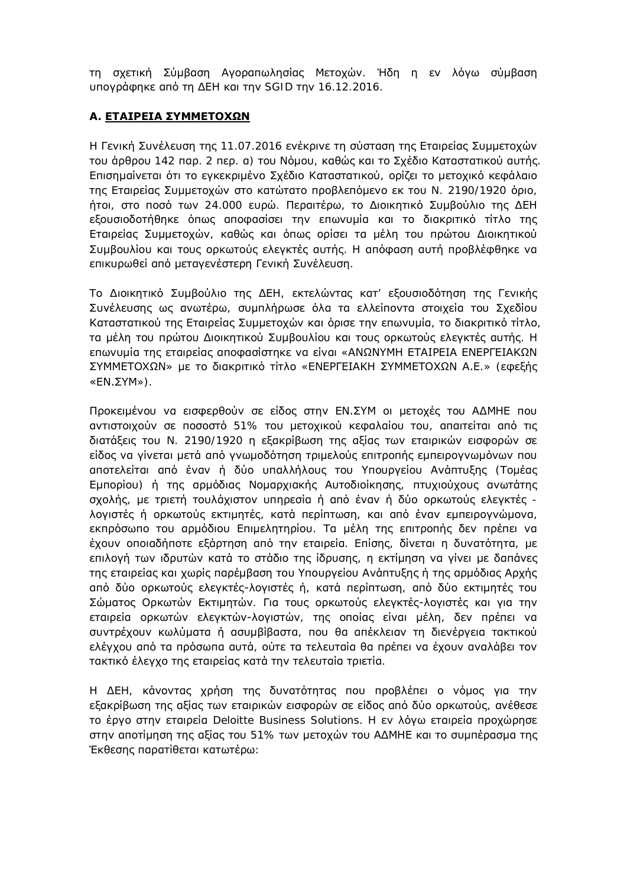τη σχετική Σύμβαση Αγοραπωλησίας Μετοχών. Ήδη η εν λόγω σύμβαση υπογράφηκε από τη ΔΕΗ και την SGID την 16.12.2016.

### Α. <u>ΕΤΑΙΡΕΙΑ ΣΥΜΜΕΤΟΧΩΝ</u>

Η Γενική Συνέλευση της 11.07.2016 ενέκρινε τη σύσταση της Εταιρείας Συμμετοχών του άρθρου 142 παρ. 2 περ. α) του Νόμου, καθώς και το Σχέδιο Καταστατικού αυτής. Επισημαίνεται ότι το εγκεκριμένο Σχέδιο Καταστατικού, ορίζει το μετοχικό κεφάλαιο της Εταιρείας Συμμετοχών στο κατώτατο προβλεπόμενο εκ του Ν. 2190/1920 όριο, ήτοι, στο ποσό των 24.000 ευρώ. Περαιτέρω, το Διοικητικό Συμβούλιο της ΔΕΗ εξουσιοδοτήθηκε όπως αποφασίσει την επωνυμία και το διακριτικό τίτλο της Εταιρείας Συμμετοχών, καθώς και όπως ορίσει τα μέλη του πρώτου Διοικητικού Συμβουλίου και τους ορκωτούς ελεγκτές αυτής. Η απόφαση αυτή προβλέφθηκε να επικυρωθεί από μεταγενέστερη Γενική Συνέλευση.

Το Διοικητικό Συμβούλιο της ΔΕΗ, εκτελώντας κατ' εξουσιοδότηση της Γενικής Συνέλευσης ως ανωτέρω, συμπλήρωσε όλα τα ελλείποντα στοιχεία του Σχεδίου Καταστατικού της Εταιρείας Συμμετοχών και όρισε την επωνυμία, το διακριτικό τίτλο, τα μέλη του πρώτου Διοικητικού Συμβουλίου και τους ορκωτούς ελεγκτές αυτής. Η επωνυμία της εταιρείας αποφασίστηκε να είναι «ΑΝΩΝΥΜΗ ΕΤΑΙΡΕΙΑ ΕΝΕΡΓΕΙΑΚΩΝ ΣΥΜΜΕΤΟΧΩΝ» με το διακριτικό τίτλο «ΕΝΕΡΓΕΙΑΚΗ ΣΥΜΜΕΤΟΧΩΝ Α.Ε.» (εφεξής «ΕΝ.ΣΥΜ»).

Προκειμένου να εισφερθούν σε είδος στην ΕΝ.ΣΥΜ οι μετοχές του ΑΔΜΗΕ που αντιστοιχούν σε ποσοστό 51% του μετοχικού κεφαλαίου του, απαιτείται από τις διατάξεις του Ν. 2190/1920 η εξακρίβωση της αξίας των εταιρικών εισφορών σε είδος να γίνεται μετά από γνωμοδότηση τριμελούς επιτροπής εμπειρογνωμόνων που αποτελείται από έναν ή δύο υπαλλήλους του Υπουργείου Ανάπτυξης (Τομέας Εμπορίου) ή της αρμόδιας Νομαρχιακής Αυτοδιοίκησης, πτυχιούχους ανωτάτης σχολής, με τριετή τουλάχιστον υπηρεσία ή από έναν ή δύο ορκωτούς ελεγκτές - λογιστές ή ορκωτούς εκτιμητές, κατά περίπτωση, και από έναν εμπειρογνώμονα, εκπρόσωπο του αρμόδιου Επιμελητηρίου. Τα μέλη της επιτροπής δεν πρέπει να έχουν οποιαδήποτε εξάρτηση από την εταιρεία. Επίσης, δίνεται η δυνατότητα, με επιλογή των ιδρυτών κατά το στάδιο της ίδρυσης, η εκτίμηση να γίνει με δαπάνες της εταιρείας και χωρίς παρέμβαση του Υπουργείου Ανάπτυξης ή της αρμόδιας Αρχής από δύο ορκωτούς ελεγκτές-λογιστές ή, κατά περίπτωση, από δύο εκτιμητές του Σώματος Ορκωτών Εκτιμητών. Για τους ορκωτούς ελεγκτές-λογιστές και για την εταιρεία ορκωτών ελεγκτών-λογιστών, της οποίας είναι μέλη, δεν πρέπει να συντρέχουν κωλύματα ή ασυμβίβαστα, που θα απέκλειαν τη διενέργεια τακτικού ελέγχου από τα πρόσωπα αυτά, ούτε τα τελευταία θα πρέπει να έχουν αναλάβει τον τακτικό έλεγχο της εταιρείας κατά την τελευταία τριετία.

Η ΔΕΗ, κάνοντας χρήση της δυνατότητας που προβλέπει ο νόμος για την εξακρίβωση της αξίας των εταιρικών εισφορών σε είδος από δύο ορκωτούς, ανέθεσε το έργο στην εταιρεία Deloitte Business Solutions. Η εν λόγω εταιρεία προχώρησε στην αποτίμηση της αξίας του 51% των μετοχών του ΑΔΜΗΕ και το συμπέρασμα της Έκθεσης παρατίθεται κατωτέρω: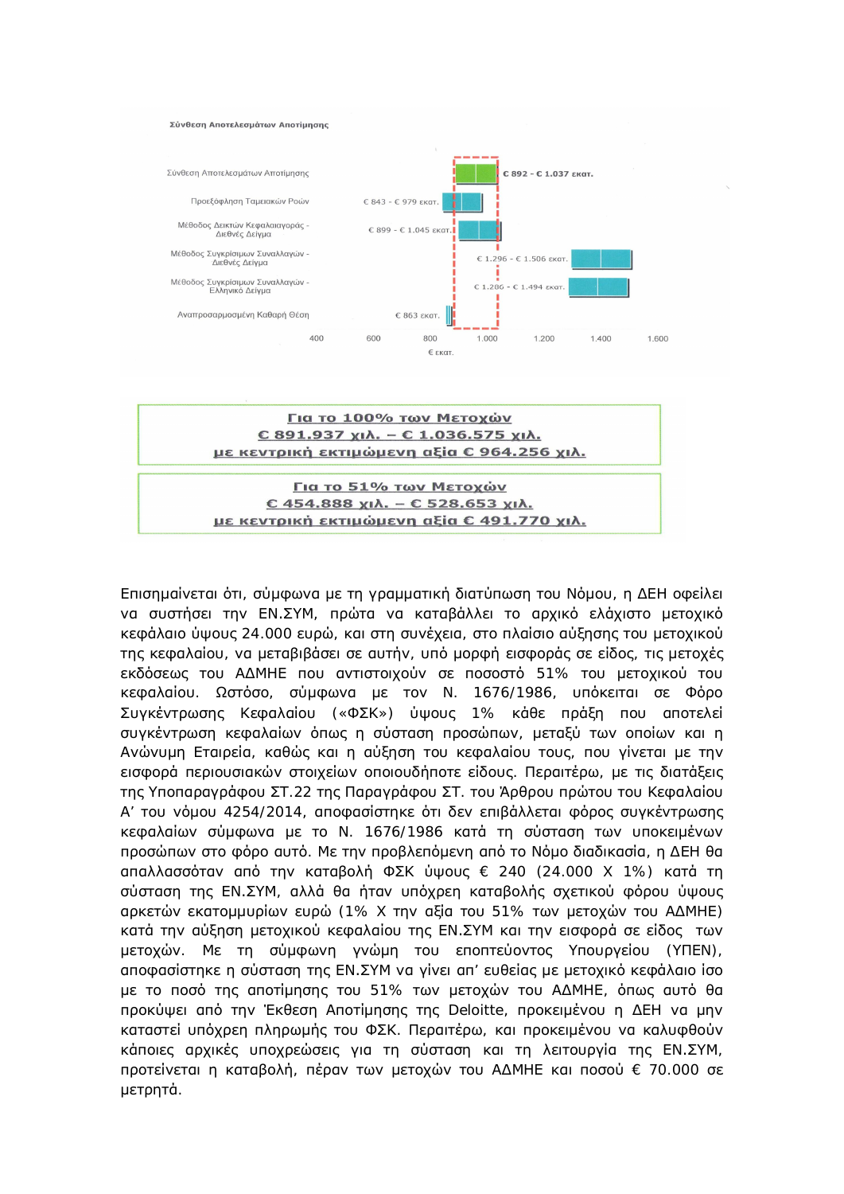**Σύνθεση Αποτελεσμάτων Αποτίμησης**

| Μέθοδος | Εύρος |
| --- | --- |
| Σύνθεση Αποτελεσμάτων Αποτίμησης | € 892 - € 1.037 εκατ. |
| Προεξόφληση Ταμειακών Ροών | € 843 - € 979 εκατ. |
| Μέθοδος Δεικτών Κεφαλαιαγοράς - Διεθνές Δείγμα | € 899 - € 1.045 εκατ. |
| Μέθοδος Συγκρίσιμων Συναλλαγών - Διεθνές Δείγμα | € 1.296 - € 1.506 εκατ. |
| Μέθοδος Συγκρίσιμων Συναλλαγών - Ελληνικό Δείγμα | € 1.286 - € 1.494 εκατ. |
| Αναπροσαρμοσμένη Καθαρή Θέση | € 863 εκατ. |

**Για το 100% των Μετοχών**
**€ 891.937 χιλ. – € 1.036.575 χιλ.**
**με κεντρική εκτιμώμενη αξία € 964.256 χιλ.**

**Για το 51% των Μετοχών**
**€ 454.888 χιλ. – € 528.653 χιλ.**
**με κεντρική εκτιμώμενη αξία € 491.770 χιλ.**

Επισημαίνεται ότι, σύμφωνα με τη γραμματική διατύπωση του Νόμου, η ΔΕΗ οφείλει να συστήσει την ΕΝ.ΣΥΜ, πρώτα να καταβάλλει το αρχικό ελάχιστο μετοχικό κεφάλαιο ύψους 24.000 ευρώ, και στη συνέχεια, στο πλαίσιο αύξησης του μετοχικού της κεφαλαίου, να μεταβιβάσει σε αυτήν, υπό μορφή εισφοράς σε είδος, τις μετοχές εκδόσεως του ΑΔΜΗΕ που αντιστοιχούν σε ποσοστό 51% του μετοχικού του κεφαλαίου. Ωστόσο, σύμφωνα με τον Ν. 1676/1986, υπόκειται σε Φόρο Συγκέντρωσης Κεφαλαίου («ΦΣΚ») ύψους 1% κάθε πράξη που αποτελεί συγκέντρωση κεφαλαίων όπως η σύσταση προσώπων, μεταξύ των οποίων και η Ανώνυμη Εταιρεία, καθώς και η αύξηση του κεφαλαίου τους, που γίνεται με την εισφορά περιουσιακών στοιχείων οποιουδήποτε είδους. Περαιτέρω, με τις διατάξεις της Υποπαραγράφου ΣΤ.22 της Παραγράφου ΣΤ. του Άρθρου πρώτου του Κεφαλαίου Α' του νόμου 4254/2014, αποφασίστηκε ότι δεν επιβάλλεται φόρος συγκέντρωσης κεφαλαίων σύμφωνα με το Ν. 1676/1986 κατά τη σύσταση των υποκειμένων προσώπων στο φόρο αυτό. Με την προβλεπόμενη από το Νόμο διαδικασία, η ΔΕΗ θα απαλλασσόταν από την καταβολή ΦΣΚ ύψους € 240 (24.000 Χ 1%) κατά τη σύσταση της ΕΝ.ΣΥΜ, αλλά θα ήταν υπόχρεη καταβολής σχετικού φόρου ύψους αρκετών εκατομμυρίων ευρώ (1% Χ την αξία του 51% των μετοχών του ΑΔΜΗΕ) κατά την αύξηση μετοχικού κεφαλαίου της ΕΝ.ΣΥΜ και την εισφορά σε είδος των μετοχών. Με τη σύμφωνη γνώμη του εποπτεύοντος Υπουργείου (ΥΠΕΝ), αποφασίστηκε η σύσταση της ΕΝ.ΣΥΜ να γίνει απ' ευθείας με μετοχικό κεφάλαιο ίσο με το ποσό της αποτίμησης του 51% των μετοχών του ΑΔΜΗΕ, όπως αυτό θα προκύψει από την Έκθεση Αποτίμησης της Deloitte, προκειμένου η ΔΕΗ να μην καταστεί υπόχρεη πληρωμής του ΦΣΚ. Περαιτέρω, και προκειμένου να καλυφθούν κάποιες αρχικές υποχρεώσεις για τη σύσταση και τη λειτουργία της ΕΝ.ΣΥΜ, προτείνεται η καταβολή, πέραν των μετοχών του ΑΔΜΗΕ και ποσού € 70.000 σε μετρητά.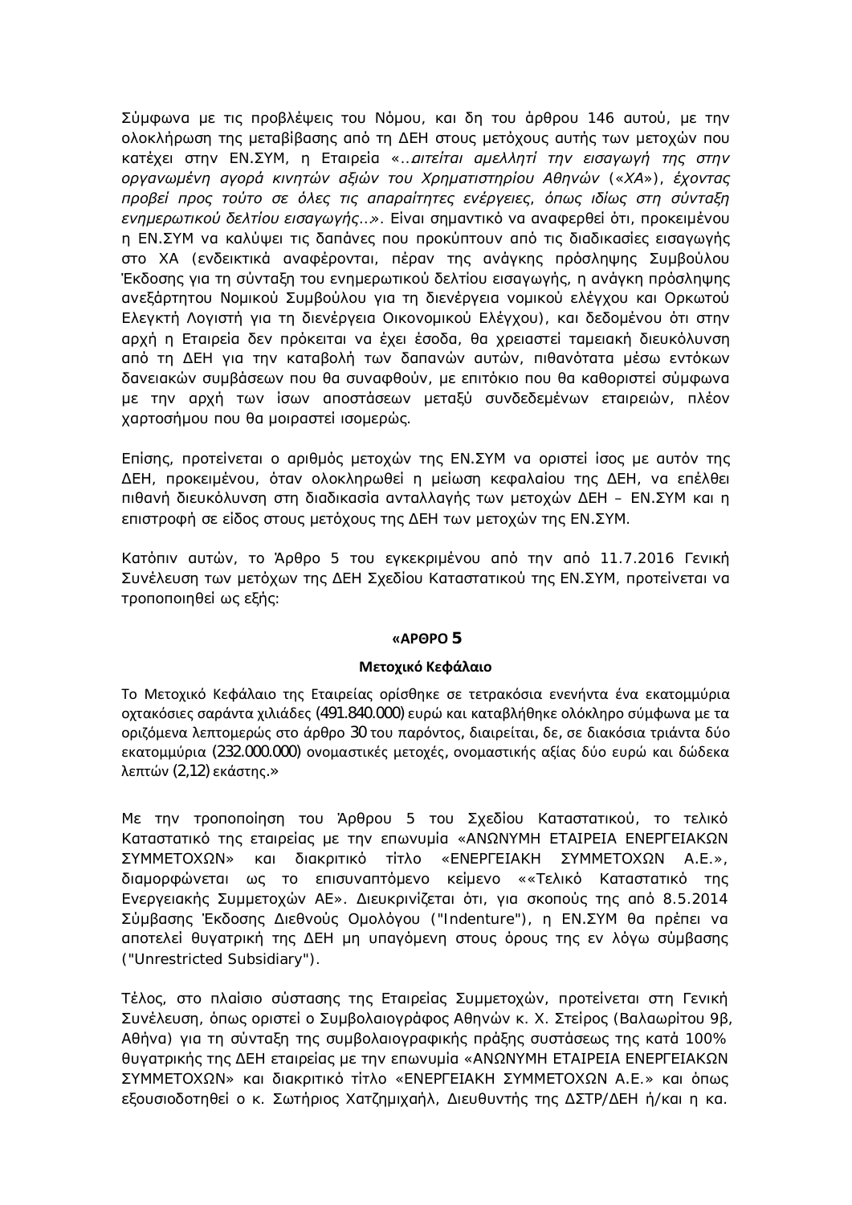Σύμφωνα με τις προβλέψεις του Νόμου, και δη του άρθρου 146 αυτού, με την ολοκλήρωση της μεταβίβασης από τη ΔΕΗ στους μετόχους αυτής των μετοχών που κατέχει στην ΕΝ.ΣΥΜ, η Εταιρεία «..*αιτείται αμελλητί την εισαγωγή της στην οργανωμένη αγορά κινητών αξιών του Χρηματιστηρίου Αθηνών («ΧΑ»), έχοντας προβεί προς τούτο σε όλες τις απαραίτητες ενέργειες, όπως ιδίως στη σύνταξη ενημερωτικού δελτίου εισαγωγής..*». Είναι σημαντικό να αναφερθεί ότι, προκειμένου η ΕΝ.ΣΥΜ να καλύψει τις δαπάνες που προκύπτουν από τις διαδικασίες εισαγωγής στο ΧΑ (ενδεικτικά αναφέρονται, πέραν της ανάγκης πρόσληψης Συμβούλου Έκδοσης για τη σύνταξη του ενημερωτικού δελτίου εισαγωγής, η ανάγκη πρόσληψης ανεξάρτητου Νομικού Συμβούλου για τη διενέργεια νομικού ελέγχου και Ορκωτού Ελεγκτή Λογιστή για τη διενέργεια Οικονομικού Ελέγχου), και δεδομένου ότι στην αρχή η Εταιρεία δεν πρόκειται να έχει έσοδα, θα χρειαστεί ταμειακή διευκόλυνση από τη ΔΕΗ για την καταβολή των δαπανών αυτών, πιθανότατα μέσω εντόκων δανειακών συμβάσεων που θα συναφθούν, με επιτόκιο που θα καθοριστεί σύμφωνα με την αρχή των ίσων αποστάσεων μεταξύ συνδεδεμένων εταιρειών, πλέον χαρτοσήμου που θα μοιραστεί ισομερώς.

Επίσης, προτείνεται ο αριθμός μετοχών της ΕΝ.ΣΥΜ να οριστεί ίσος με αυτόν της ΔΕΗ, προκειμένου, όταν ολοκληρωθεί η μείωση κεφαλαίου της ΔΕΗ, να επέλθει πιθανή διευκόλυνση στη διαδικασία ανταλλαγής των μετοχών ΔΕΗ – ΕΝ.ΣΥΜ και η επιστροφή σε είδος στους μετόχους της ΔΕΗ των μετοχών της ΕΝ.ΣΥΜ.

Κατόπιν αυτών, το Άρθρο 5 του εγκεκριμένου από την από 11.7.2016 Γενική Συνέλευση των μετόχων της ΔΕΗ Σχεδίου Καταστατικού της ΕΝ.ΣΥΜ, προτείνεται να τροποποιηθεί ως εξής:

**«ΑΡΘΡΟ 5**

**Μετοχικό Κεφάλαιο**

Το Μετοχικό Κεφάλαιο της Εταιρείας ορίσθηκε σε τετρακόσια ενενήντα ένα εκατομμύρια οχτακόσιες σαράντα χιλιάδες (491.840.000) ευρώ και καταβλήθηκε ολόκληρο σύμφωνα με τα οριζόμενα λεπτομερώς στο άρθρο 30 του παρόντος, διαιρείται, δε, σε διακόσια τριάντα δύο εκατομμύρια (232.000.000) ονομαστικές μετοχές, ονομαστικής αξίας δύο ευρώ και δώδεκα λεπτών (2,12) εκάστης.»

Με την τροποποίηση του Άρθρου 5 του Σχεδίου Καταστατικού, το τελικό Καταστατικό της εταιρείας με την επωνυμία «ΑΝΩΝΥΜΗ ΕΤΑΙΡΕΙΑ ΕΝΕΡΓΕΙΑΚΩΝ ΣΥΜΜΕΤΟΧΩΝ» και διακριτικό τίτλο «ΕΝΕΡΓΕΙΑΚΗ ΣΥΜΜΕΤΟΧΩΝ Α.Ε.», διαμορφώνεται ως το επισυναπτόμενο κείμενο ««Τελικό Καταστατικό της Ενεργειακής Συμμετοχών ΑΕ». Διευκρινίζεται ότι, για σκοπούς της από 8.5.2014 Σύμβασης Έκδοσης Διεθνούς Ομολόγου ("Indenture"), η ΕΝ.ΣΥΜ θα πρέπει να αποτελεί θυγατρική της ΔΕΗ μη υπαγόμενη στους όρους της εν λόγω σύμβασης ("Unrestricted Subsidiary").

Τέλος, στο πλαίσιο σύστασης της Εταιρείας Συμμετοχών, προτείνεται στη Γενική Συνέλευση, όπως οριστεί ο Συμβολαιογράφος Αθηνών κ. Χ. Στείρος (Βαλαωρίτου 9β, Αθήνα) για τη σύνταξη της συμβολαιογραφικής πράξης συστάσεως της κατά 100% θυγατρικής της ΔΕΗ εταιρείας με την επωνυμία «ΑΝΩΝΥΜΗ ΕΤΑΙΡΕΙΑ ΕΝΕΡΓΕΙΑΚΩΝ ΣΥΜΜΕΤΟΧΩΝ» και διακριτικό τίτλο «ΕΝΕΡΓΕΙΑΚΗ ΣΥΜΜΕΤΟΧΩΝ Α.Ε.» και όπως εξουσιοδοτηθεί ο κ. Σωτήριος Χατζημιχαήλ, Διευθυντής της ΔΣΤΡ/ΔΕΗ ή/και η κα.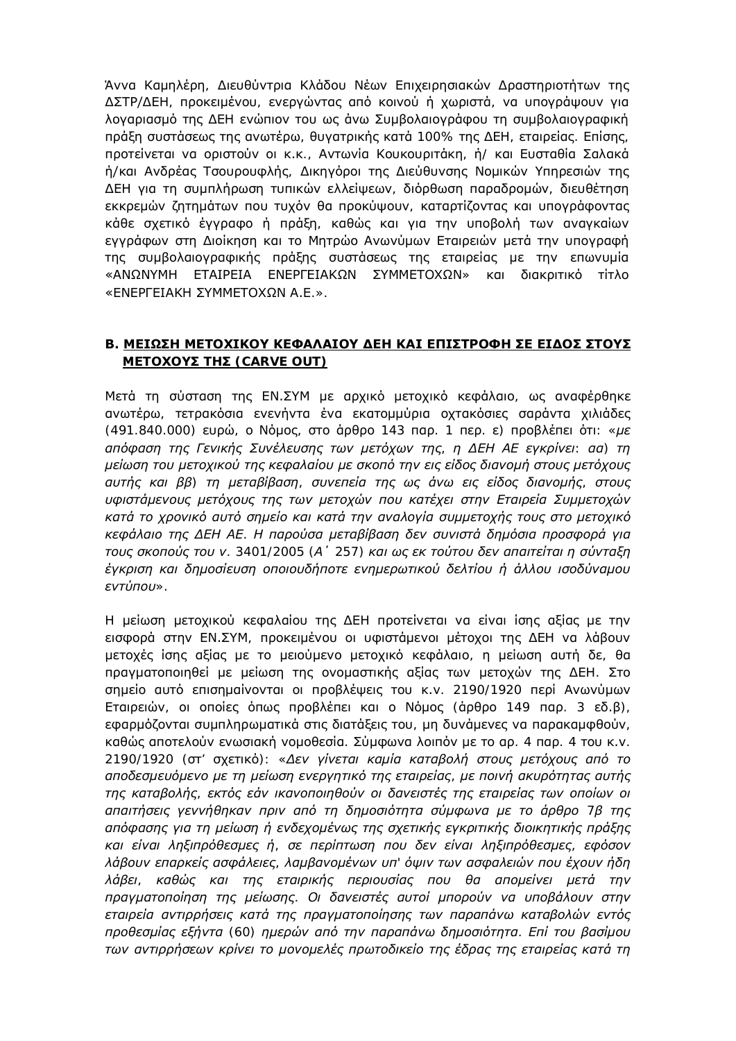Άννα Καμηλέρη, Διευθύντρια Κλάδου Νέων Επιχειρησιακών Δραστηριοτήτων της ΔΣΤΡ/ΔΕΗ, προκειμένου, ενεργώντας από κοινού ή χωριστά, να υπογράψουν για λογαριασμό της ΔΕΗ ενώπιον του ως άνω Συμβολαιογράφου τη συμβολαιογραφική πράξη συστάσεως της ανωτέρω, θυγατρικής κατά 100% της ΔΕΗ, εταιρείας. Επίσης, προτείνεται να οριστούν οι κ.κ., Αντωνία Κουκουριτάκη, ή/ και Ευσταθία Σαλακά ή/και Ανδρέας Τσουρουφλής, Δικηγόροι της Διεύθυνσης Νομικών Υπηρεσιών της ΔΕΗ για τη συμπλήρωση τυπικών ελλείψεων, διόρθωση παραδρομών, διευθέτηση εκκρεμών ζητημάτων που τυχόν θα προκύψουν, καταρτίζοντας και υπογράφοντας κάθε σχετικό έγγραφο ή πράξη, καθώς και για την υποβολή των αναγκαίων εγγράφων στη Διοίκηση και το Μητρώο Ανωνύμων Εταιρειών μετά την υπογραφή της συμβολαιογραφικής πράξης συστάσεως της εταιρείας με την επωνυμία «ΑΝΩΝΥΜΗ ΕΤΑΙΡΕΙΑ ΕΝΕΡΓΕΙΑΚΩΝ ΣΥΜΜΕΤΟΧΩΝ» και διακριτικό τίτλο «ΕΝΕΡΓΕΙΑΚΗ ΣΥΜΜΕΤΟΧΩΝ Α.Ε.».

## Β. <u>ΜΕΙΩΣΗ ΜΕΤΟΧΙΚΟΥ ΚΕΦΑΛΑΙΟΥ ΔΕΗ ΚΑΙ ΕΠΙΣΤΡΟΦΗ ΣΕ ΕΙΔΟΣ ΣΤΟΥΣ ΜΕΤΟΧΟΥΣ ΤΗΣ (CARVE OUT)</u>

Μετά τη σύσταση της ΕΝ.ΣΥΜ με αρχικό μετοχικό κεφάλαιο, ως αναφέρθηκε ανωτέρω, τετρακόσια ενενήντα ένα εκατομμύρια οχτακόσιες σαράντα χιλιάδες (491.840.000) ευρώ, ο Νόμος, στο άρθρο 143 παρ. 1 περ. ε) προβλέπει ότι: «*με απόφαση της Γενικής Συνέλευσης των μετόχων της, η ΔΕΗ ΑΕ εγκρίνει: αα) τη μείωση του μετοχικού της κεφαλαίου με σκοπό την εις είδος διανομή στους μετόχους αυτής και ββ) τη μεταβίβαση, συνεπεία της ως άνω εις είδος διανομής, στους υφιστάμενους μετόχους της των μετοχών που κατέχει στην Εταιρεία Συμμετοχών κατά το χρονικό αυτό σημείο και κατά την αναλογία συμμετοχής τους στο μετοχικό κεφάλαιο της ΔΕΗ ΑΕ. Η παρούσα μεταβίβαση δεν συνιστά δημόσια προσφορά για τους σκοπούς του ν.* 3401/2005 (*Α΄* 257) *και ως εκ τούτου δεν απαιτείται η σύνταξη έγκριση και δημοσίευση οποιουδήποτε ενημερωτικού δελτίου ή άλλου ισοδύναμου εντύπου*».

Η μείωση μετοχικού κεφαλαίου της ΔΕΗ προτείνεται να είναι ίσης αξίας με την εισφορά στην ΕΝ.ΣΥΜ, προκειμένου οι υφιστάμενοι μέτοχοι της ΔΕΗ να λάβουν μετοχές ίσης αξίας με το μειούμενο μετοχικό κεφάλαιο, η μείωση αυτή δε, θα πραγματοποιηθεί με μείωση της ονομαστικής αξίας των μετοχών της ΔΕΗ. Στο σημείο αυτό επισημαίνονται οι προβλέψεις του κ.ν. 2190/1920 περί Ανωνύμων Εταιρειών, οι οποίες όπως προβλέπει και ο Νόμος (άρθρο 149 παρ. 3 εδ.β), εφαρμόζονται συμπληρωματικά στις διατάξεις του, μη δυνάμενες να παρακαμφθούν, καθώς αποτελούν ενωσιακή νομοθεσία. Σύμφωνα λοιπόν με το αρ. 4 παρ. 4 του κ.ν. 2190/1920 (στ' σχετικό): «*Δεν γίνεται καμία καταβολή στους μετόχους από το αποδεσμευόμενο με τη μείωση ενεργητικό της εταιρείας, με ποινή ακυρότητας αυτής της καταβολής, εκτός εάν ικανοποιηθούν οι δανειστές της εταιρείας των οποίων οι απαιτήσεις γεννήθηκαν πριν από τη δημοσιότητα σύμφωνα με το άρθρο 7β της απόφασης για τη μείωση ή ενδεχομένως της σχετικής εγκριτικής διοικητικής πράξης και είναι ληξιπρόθεσμες ή, σε περίπτωση που δεν είναι ληξιπρόθεσμες, εφόσον λάβουν επαρκείς ασφάλειες, λαμβανομένων υπ' όψιν των ασφαλειών που έχουν ήδη λάβει, καθώς και της εταιρικής περιουσίας που θα απομείνει μετά την πραγματοποίηση της μείωσης. Οι δανειστές αυτοί μπορούν να υποβάλουν στην εταιρεία αντιρρήσεις κατά της πραγματοποίησης των παραπάνω καταβολών εντός προθεσμίας εξήντα* (60) *ημερών από την παραπάνω δημοσιότητα. Επί του βασίμου των αντιρρήσεων κρίνει το μονομελές πρωτοδικείο της έδρας της εταιρείας κατά τη*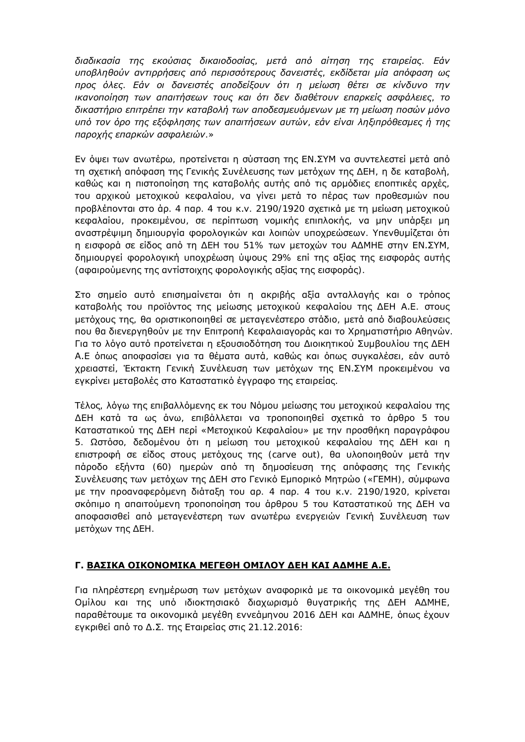*διαδικασία της εκούσιας δικαιοδοσίας, μετά από αίτηση της εταιρείας. Εάν υποβληθούν αντιρρήσεις από περισσότερους δανειστές, εκδίδεται μία απόφαση ως προς όλες. Εάν οι δανειστές αποδείξουν ότι η μείωση θέτει σε κίνδυνο την ικανοποίηση των απαιτήσεων τους και ότι δεν διαθέτουν επαρκείς ασφάλειες, το δικαστήριο επιτρέπει την καταβολή των αποδεσμευόμενων με τη μείωση ποσών μόνο υπό τον όρο της εξόφλησης των απαιτήσεων αυτών, εάν είναι ληξιπρόθεσμες ή της παροχής επαρκών ασφαλειών.*»

Εν όψει των ανωτέρω, προτείνεται η σύσταση της ΕΝ.ΣΥΜ να συντελεστεί μετά από τη σχετική απόφαση της Γενικής Συνέλευσης των μετόχων της ΔΕΗ, η δε καταβολή, καθώς και η πιστοποίηση της καταβολής αυτής από τις αρμόδιες εποπτικές αρχές, του αρχικού μετοχικού κεφαλαίου, να γίνει μετά το πέρας των προθεσμιών που προβλέπονται στο άρ. 4 παρ. 4 του κ.ν. 2190/1920 σχετικά με τη μείωση μετοχικού κεφαλαίου, προκειμένου, σε περίπτωση νομικής επιπλοκής, να μην υπάρξει μη αναστρέψιμη δημιουργία φορολογικών και λοιπών υποχρεώσεων. Υπενθυμίζεται ότι η εισφορά σε είδος από τη ΔΕΗ του 51% των μετοχών του ΑΔΜΗΕ στην ΕΝ.ΣΥΜ, δημιουργεί φορολογική υποχρέωση ύψους 29% επί της αξίας της εισφοράς αυτής (αφαιρούμενης της αντίστοιχης φορολογικής αξίας της εισφοράς).

Στο σημείο αυτό επισημαίνεται ότι η ακριβής αξία ανταλλαγής και ο τρόπος καταβολής του προϊόντος της μείωσης μετοχικού κεφαλαίου της ΔΕΗ Α.Ε. στους μετόχους της, θα οριστικοποιηθεί σε μεταγενέστερο στάδιο, μετά από διαβουλεύσεις που θα διενεργηθούν με την Επιτροπή Κεφαλαιαγοράς και το Χρηματιστήριο Αθηνών. Για το λόγο αυτό προτείνεται η εξουσιοδότηση του Διοικητικού Συμβουλίου της ΔΕΗ Α.Ε όπως αποφασίσει για τα θέματα αυτά, καθώς και όπως συγκαλέσει, εάν αυτό χρειαστεί, Έκτακτη Γενική Συνέλευση των μετόχων της ΕΝ.ΣΥΜ προκειμένου να εγκρίνει μεταβολές στο Καταστατικό έγγραφο της εταιρείας.

Τέλος, λόγω της επιβαλλόμενης εκ του Νόμου μείωσης του μετοχικού κεφαλαίου της ΔΕΗ κατά τα ως άνω, επιβάλλεται να τροποποιηθεί σχετικά το άρθρο 5 του Καταστατικού της ΔΕΗ περί «Μετοχικού Κεφαλαίου» με την προσθήκη παραγράφου 5. Ωστόσο, δεδομένου ότι η μείωση του μετοχικού κεφαλαίου της ΔΕΗ και η επιστροφή σε είδος στους μετόχους της (carve out), θα υλοποιηθούν μετά την πάροδο εξήντα (60) ημερών από τη δημοσίευση της απόφασης της Γενικής Συνέλευσης των μετόχων της ΔΕΗ στο Γενικό Εμπορικό Μητρώο («ΓΕΜΗ), σύμφωνα με την προαναφερόμενη διάταξη του αρ. 4 παρ. 4 του κ.ν. 2190/1920, κρίνεται σκόπιμο η απαιτούμενη τροποποίηση του άρθρου 5 του Καταστατικού της ΔΕΗ να αποφασισθεί από μεταγενέστερη των ανωτέρω ενεργειών Γενική Συνέλευση των μετόχων της ΔΕΗ.

## Γ. ΒΑΣΙΚΑ ΟΙΚΟΝΟΜΙΚΑ ΜΕΓΕΘΗ ΟΜΙΛΟΥ ΔΕΗ ΚΑΙ ΑΔΜΗΕ Α.Ε.

Για πληρέστερη ενημέρωση των μετόχων αναφορικά με τα οικονομικά μεγέθη του Ομίλου και της υπό ιδιοκτησιακό διαχωρισμό θυγατρικής της ΔΕΗ ΑΔΜΗΕ, παραθέτουμε τα οικονομικά μεγέθη εννεάμηνου 2016 ΔΕΗ και ΑΔΜΗΕ, όπως έχουν εγκριθεί από το Δ.Σ. της Εταιρείας στις 21.12.2016: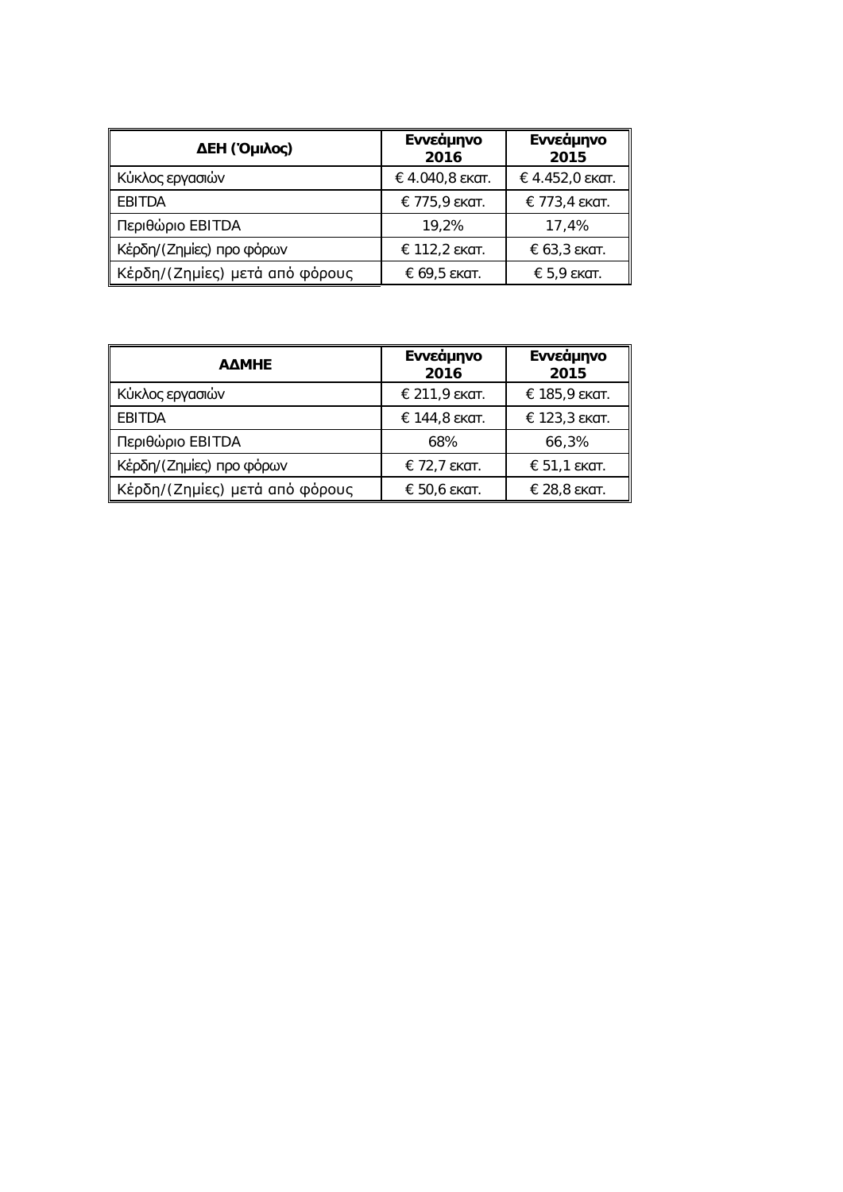| ΔΕΗ (Όμιλος) | Εννεάμηνο 2016 | Εννεάμηνο 2015 |
| --- | --- | --- |
| Κύκλος εργασιών | € 4.040,8 εκατ. | € 4.452,0 εκατ. |
| EBITDA | € 775,9 εκατ. | € 773,4 εκατ. |
| Περιθώριο EBITDA | 19,2% | 17,4% |
| Κέρδη/(Ζημίες) προ φόρων | € 112,2 εκατ. | € 63,3 εκατ. |
| Κέρδη/(Ζημίες) μετά από φόρους | € 69,5 εκατ. | € 5,9 εκατ. |

| ΑΔΜΗΕ | Εννεάμηνο 2016 | Εννεάμηνο 2015 |
| --- | --- | --- |
| Κύκλος εργασιών | € 211,9 εκατ. | € 185,9 εκατ. |
| EBITDA | € 144,8 εκατ. | € 123,3 εκατ. |
| Περιθώριο EBITDA | 68% | 66,3% |
| Κέρδη/(Ζημίες) προ φόρων | € 72,7 εκατ. | € 51,1 εκατ. |
| Κέρδη/(Ζημίες) μετά από φόρους | € 50,6 εκατ. | € 28,8 εκατ. |